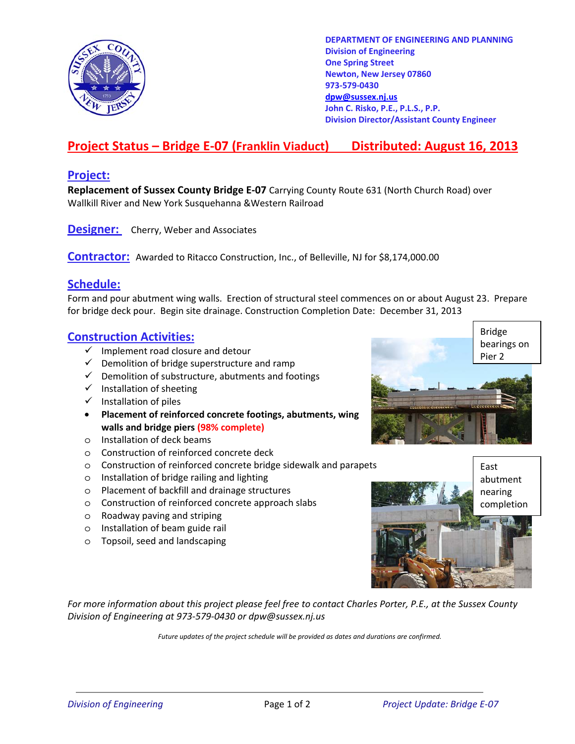**DEPARTMENT OF ENGINEERING AND PLANNING**
**Division of Engineering**
**One Spring Street**
**Newton, New Jersey 07860**
**973-579-0430**
**dpw@sussex.nj.us**
**John C. Risko, P.E., P.L.S., P.P.**
**Division Director/Assistant County Engineer**

# Project Status – Bridge E-07 (Franklin Viaduct) Distributed: August 16, 2013

## Project:

**Replacement of Sussex County Bridge E-07** Carrying County Route 631 (North Church Road) over Wallkill River and New York Susquehanna &Western Railroad

## Designer:

Cherry, Weber and Associates

## Contractor:

Awarded to Ritacco Construction, Inc., of Belleville, NJ for $8,174,000.00

## Schedule:

Form and pour abutment wing walls. Erection of structural steel commences on or about August 23. Prepare for bridge deck pour. Begin site drainage. Construction Completion Date: December 31, 2013

## Construction Activities:

- ✓ Implement road closure and detour
- ✓ Demolition of bridge superstructure and ramp
- ✓ Demolition of substructure, abutments and footings
- ✓ Installation of sheeting
- ✓ Installation of piles
- **Placement of reinforced concrete footings, abutments, wing walls and bridge piers (98% complete)**
- o Installation of deck beams
- o Construction of reinforced concrete deck
- o Construction of reinforced concrete bridge sidewalk and parapets
- o Installation of bridge railing and lighting
- o Placement of backfill and drainage structures
- o Construction of reinforced concrete approach slabs
- o Roadway paving and striping
- o Installation of beam guide rail
- o Topsoil, seed and landscaping

Bridge bearings on Pier 2

East abutment nearing completion

*For more information about this project please feel free to contact Charles Porter, P.E., at the Sussex County Division of Engineering at 973-579-0430 or dpw@sussex.nj.us*

*Future updates of the project schedule will be provided as dates and durations are confirmed.*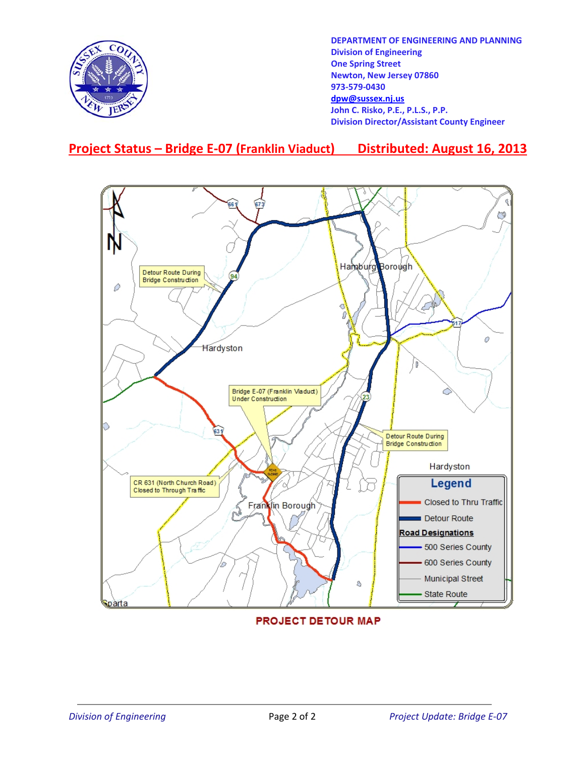DEPARTMENT OF ENGINEERING AND PLANNING
Division of Engineering
One Spring Street
Newton, New Jersey 07860
973-579-0430
dpw@sussex.nj.us
John C. Risko, P.E., P.L.S., P.P.
Division Director/Assistant County Engineer

## Project Status – Bridge E-07 (Franklin Viaduct) Distributed: August 16, 2013

Detour Route During Bridge Construction

Hamburg Borough

Hardyston

Bridge E-07 (Franklin Viaduct) Under Construction

Detour Route During Bridge Construction

Hardyston

CR 631 (North Church Road) Closed to Through Traffic

Franklin Borough

Sparta

661
673
94
517
23
631

ROAD CLOSED

N

**Legend**

Closed to Thru Traffic
Detour Route

**Road Designations**

500 Series County
600 Series County
Municipal Street
State Route

**PROJECT DETOUR MAP**